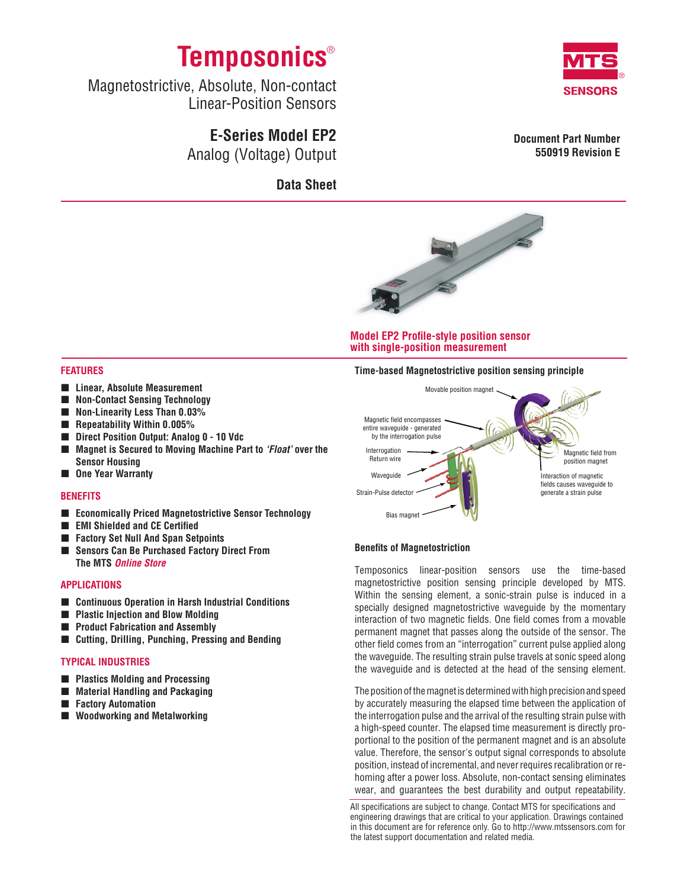# Temposonics®

Magnetostrictive, Absolute, Non-contact Linear-Position Sensors

## E-Series Model EP2

Analog (Voltage) Output

**Data Sheet**

MTS® SENSORS

**Document Part Number 550919 Revision E**

**Model EP2 Profile-style position sensor with single-position measurement**

## FEATURES

- **Linear, Absolute Measurement**
- **Non-Contact Sensing Technology**
- **Non-Linearity Less Than 0.03%**
- **Repeatability Within 0.005%**
- **Direct Position Output: Analog 0 - 10 Vdc**
- **Magnet is Secured to Moving Machine Part to *'Float'* over the Sensor Housing**
- **One Year Warranty**

## BENEFITS

- **Economically Priced Magnetostrictive Sensor Technology**
- **EMI Shielded and CE Certified**
- **Factory Set Null And Span Setpoints**
- **Sensors Can Be Purchased Factory Direct From The MTS *Online Store***

## APPLICATIONS

- **Continuous Operation in Harsh Industrial Conditions**
- **Plastic Injection and Blow Molding**
- **Product Fabrication and Assembly**
- **Cutting, Drilling, Punching, Pressing and Bending**

## TYPICAL INDUSTRIES

- **Plastics Molding and Processing**
- **Material Handling and Packaging**
- **Factory Automation**
- **Woodworking and Metalworking**

**Time-based Magnetostrictive position sensing principle**

Movable position magnet

Magnetic field encompasses entire waveguide - generated by the interrogation pulse

Interrogation Return wire

Waveguide

Strain-Pulse detector

Bias magnet

Magnetic field from position magnet

Interaction of magnetic fields causes waveguide to generate a strain pulse

### Benefits of Magnetostriction

Temposonics linear-position sensors use the time-based magnetostrictive position sensing principle developed by MTS. Within the sensing element, a sonic-strain pulse is induced in a specially designed magnetostrictive waveguide by the momentary interaction of two magnetic fields. One field comes from a movable permanent magnet that passes along the outside of the sensor. The other field comes from an "interrogation" current pulse applied along the waveguide. The resulting strain pulse travels at sonic speed along the waveguide and is detected at the head of the sensing element.

The position of the magnet is determined with high precision and speed by accurately measuring the elapsed time between the application of the interrogation pulse and the arrival of the resulting strain pulse with a high-speed counter. The elapsed time measurement is directly proportional to the position of the permanent magnet and is an absolute value. Therefore, the sensor's output signal corresponds to absolute position, instead of incremental, and never requires recalibration or re-homing after a power loss. Absolute, non-contact sensing eliminates wear, and guarantees the best durability and output repeatability.

All specifications are subject to change. Contact MTS for specifications and engineering drawings that are critical to your application. Drawings contained in this document are for reference only. Go to http://www.mtssensors.com for the latest support documentation and related media.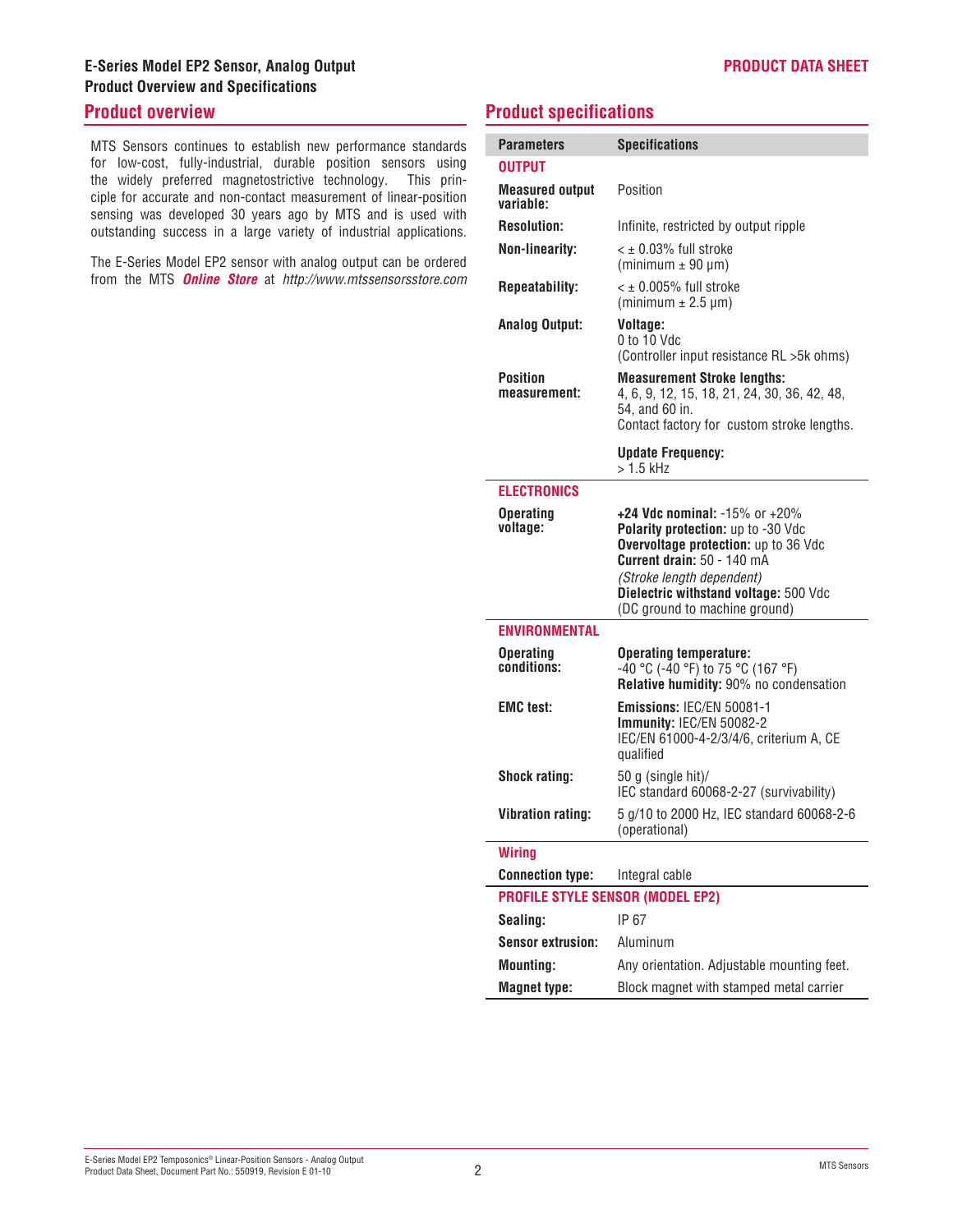## E-Series Model EP2 Sensor, Analog Output
## Product Overview and Specifications

## Product overview

MTS Sensors continues to establish new performance standards for low-cost, fully-industrial, durable position sensors using the widely preferred magnetostrictive technology. This principle for accurate and non-contact measurement of linear-position sensing was developed 30 years ago by MTS and is used with outstanding success in a large variety of industrial applications.

The E-Series Model EP2 sensor with analog output can be ordered from the MTS ***Online Store*** at *http://www.mtssensorsstore.com*

## Product specifications

| Parameters | Specifications |
|---|---|
| **OUTPUT** | |
| **Measured output variable:** | Position |
| **Resolution:** | Infinite, restricted by output ripple |
| **Non-linearity:** | < ± 0.03% full stroke (minimum ± 90 µm) |
| **Repeatability:** | < ± 0.005% full stroke (minimum ± 2.5 µm) |
| **Analog Output:** | **Voltage:** 0 to 10 Vdc (Controller input resistance RL >5k ohms) |
| **Position measurement:** | **Measurement Stroke lengths:** 4, 6, 9, 12, 15, 18, 21, 24, 30, 36, 42, 48, 54, and 60 in. Contact factory for custom stroke lengths.<br>**Update Frequency:** > 1.5 kHz |
| **ELECTRONICS** | |
| **Operating voltage:** | **+24 Vdc nominal:** -15% or +20%<br>**Polarity protection:** up to -30 Vdc<br>**Overvoltage protection:** up to 36 Vdc<br>**Current drain:** 50 - 140 mA *(Stroke length dependent)*<br>**Dielectric withstand voltage:** 500 Vdc (DC ground to machine ground) |
| **ENVIRONMENTAL** | |
| **Operating conditions:** | **Operating temperature:** -40 °C (-40 °F) to 75 °C (167 °F)<br>**Relative humidity:** 90% no condensation |
| **EMC test:** | **Emissions:** IEC/EN 50081-1<br>**Immunity:** IEC/EN 50082-2 IEC/EN 61000-4-2/3/4/6, criterium A, CE qualified |
| **Shock rating:** | 50 g (single hit)/ IEC standard 60068-2-27 (survivability) |
| **Vibration rating:** | 5 g/10 to 2000 Hz, IEC standard 60068-2-6 (operational) |
| **Wiring** | |
| **Connection type:** | Integral cable |
| **PROFILE STYLE SENSOR (MODEL EP2)** | |
| **Sealing:** | IP 67 |
| **Sensor extrusion:** | Aluminum |
| **Mounting:** | Any orientation. Adjustable mounting feet. |
| **Magnet type:** | Block magnet with stamped metal carrier |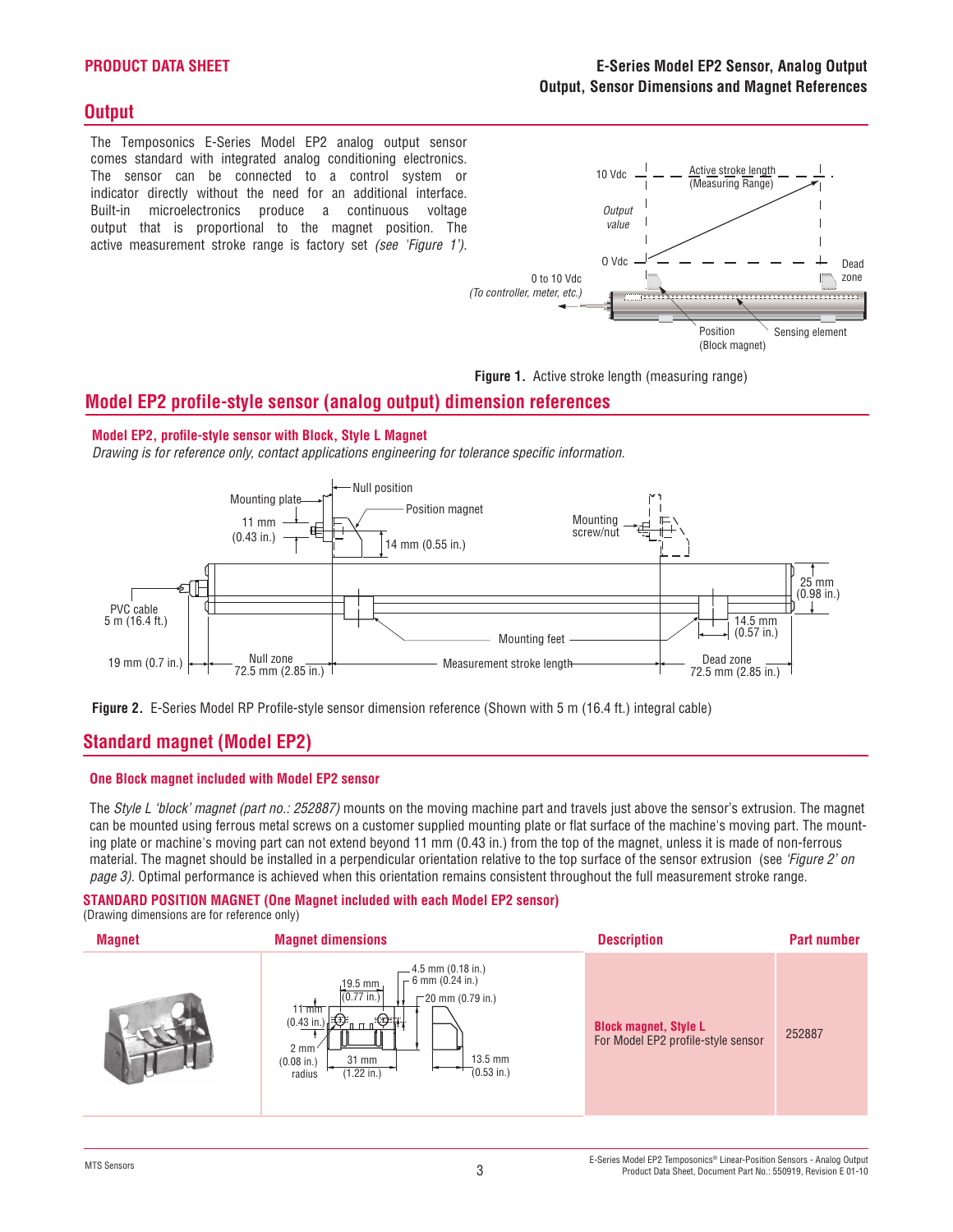## Output

The Temposonics E-Series Model EP2 analog output sensor comes standard with integrated analog conditioning electronics. The sensor can be connected to a control system or indicator directly without the need for an additional interface. Built-in microelectronics produce a continuous voltage output that is proportional to the magnet position. The active measurement stroke range is factory set *(see 'Figure 1').*

**Figure 1.** Active stroke length (measuring range)

## Model EP2 profile-style sensor (analog output) dimension references

### Model EP2, profile-style sensor with Block, Style L Magnet

*Drawing is for reference only, contact applications engineering for tolerance specific information.*

**Figure 2.** E-Series Model RP Profile-style sensor dimension reference (Shown with 5 m (16.4 ft.) integral cable)

## Standard magnet (Model EP2)

### One Block magnet included with Model EP2 sensor

The *Style L 'block' magnet (part no.: 252887)* mounts on the moving machine part and travels just above the sensor's extrusion. The magnet can be mounted using ferrous metal screws on a customer supplied mounting plate or flat surface of the machine's moving part. The mounting plate or machine's moving part can not extend beyond 11 mm (0.43 in.) from the top of the magnet, unless it is made of non-ferrous material. The magnet should be installed in a perpendicular orientation relative to the top surface of the sensor extrusion (see *'Figure 2' on page 3).* Optimal performance is achieved when this orientation remains consistent throughout the full measurement stroke range.

### STANDARD POSITION MAGNET (One Magnet included with each Model EP2 sensor)

(Drawing dimensions are for reference only)

| Magnet | Magnet dimensions | Description | Part number |
|---|---|---|---|
| | 19.5 mm (0.77 in.); 4.5 mm (0.18 in.); 6 mm (0.24 in.); 20 mm (0.79 in.); 11 mm (0.43 in.); 2 mm (0.08 in.) radius; 31 mm (1.22 in.); 13.5 mm (0.53 in.) | **Block magnet, Style L** For Model EP2 profile-style sensor | 252887 |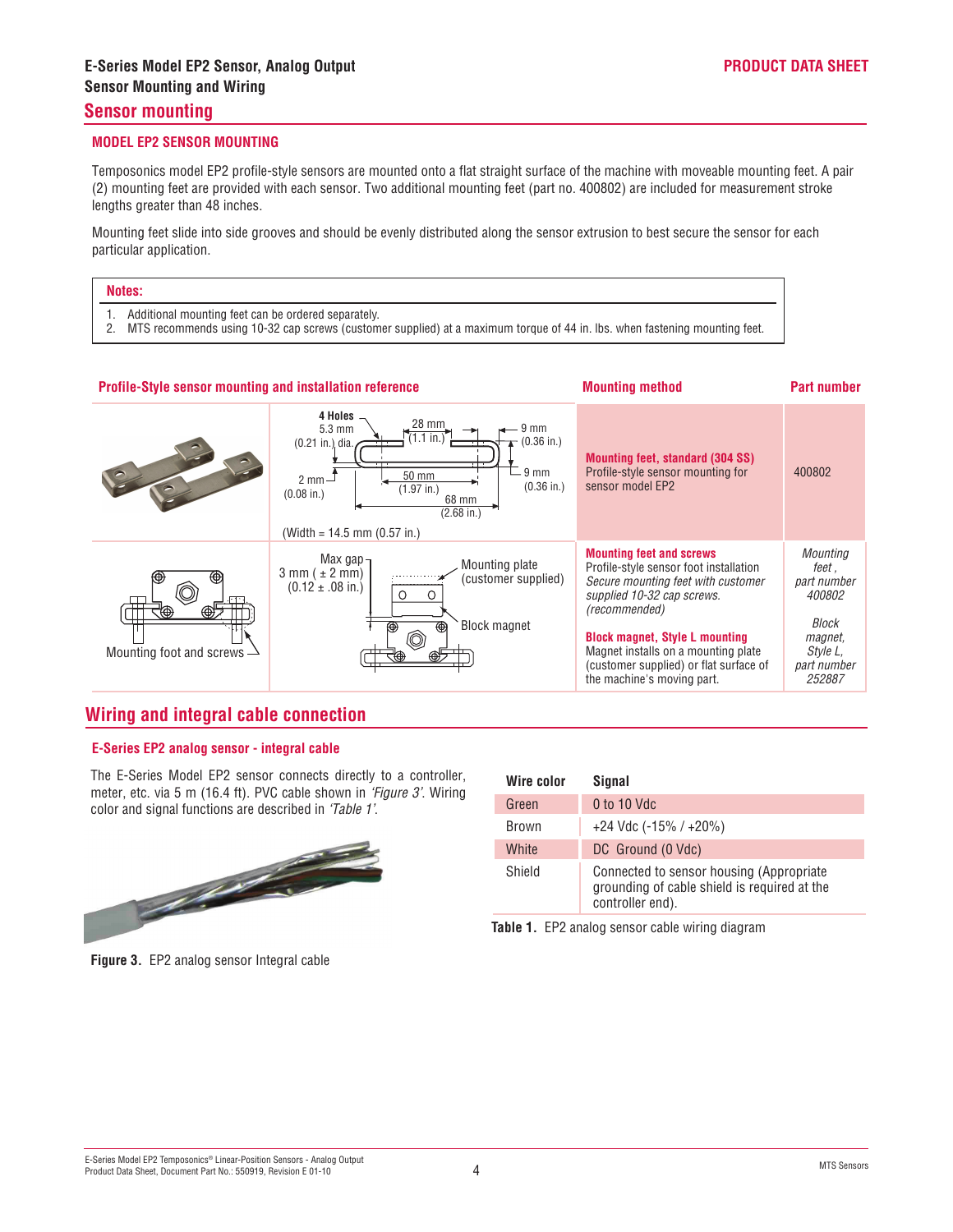## Sensor mounting

### MODEL EP2 SENSOR MOUNTING

Temposonics model EP2 profile-style sensors are mounted onto a flat straight surface of the machine with moveable mounting feet. A pair (2) mounting feet are provided with each sensor. Two additional mounting feet (part no. 400802) are included for measurement stroke lengths greater than 48 inches.

Mounting feet slide into side grooves and should be evenly distributed along the sensor extrusion to best secure the sensor for each particular application.

**Notes:**

1. Additional mounting feet can be ordered separately.
2. MTS recommends using 10-32 cap screws (customer supplied) at a maximum torque of 44 in. lbs. when fastening mounting feet.

| Profile-Style sensor mounting and installation reference | | Mounting method | Part number |
|---|---|---|---|
| | **4 Holes** 5.3 mm (0.21 in.) dia.; 28 mm (1.1 in.); 9 mm (0.36 in.); 2 mm (0.08 in.); 50 mm (1.97 in.); 9 mm (0.36 in.); 68 mm (2.68 in.); (Width = 14.5 mm (0.57 in.) | **Mounting feet, standard (304 SS)** Profile-style sensor mounting for sensor model EP2 | 400802 |
| Mounting foot and screws | Max gap 3 mm (± 2 mm) (0.12 ± .08 in.); Mounting plate (customer supplied); Block magnet | **Mounting feet and screws** Profile-style sensor foot installation *Secure mounting feet with customer supplied 10-32 cap screws. (recommended)*<br><br>**Block magnet, Style L mounting** Magnet installs on a mounting plate (customer supplied) or flat surface of the machine's moving part. | *Mounting feet, part number 400802*<br><br>*Block magnet, Style L, part number 252887* |

## Wiring and integral cable connection

### E-Series EP2 analog sensor - integral cable

The E-Series Model EP2 sensor connects directly to a controller, meter, etc. via 5 m (16.4 ft). PVC cable shown in *'Figure 3'*. Wiring color and signal functions are described in *'Table 1'*.

**Figure 3.** EP2 analog sensor Integral cable

| Wire color | Signal |
|---|---|
| Green | 0 to 10 Vdc |
| Brown | +24 Vdc (-15% / +20%) |
| White | DC Ground (0 Vdc) |
| Shield | Connected to sensor housing (Appropriate grounding of cable shield is required at the controller end). |

**Table 1.** EP2 analog sensor cable wiring diagram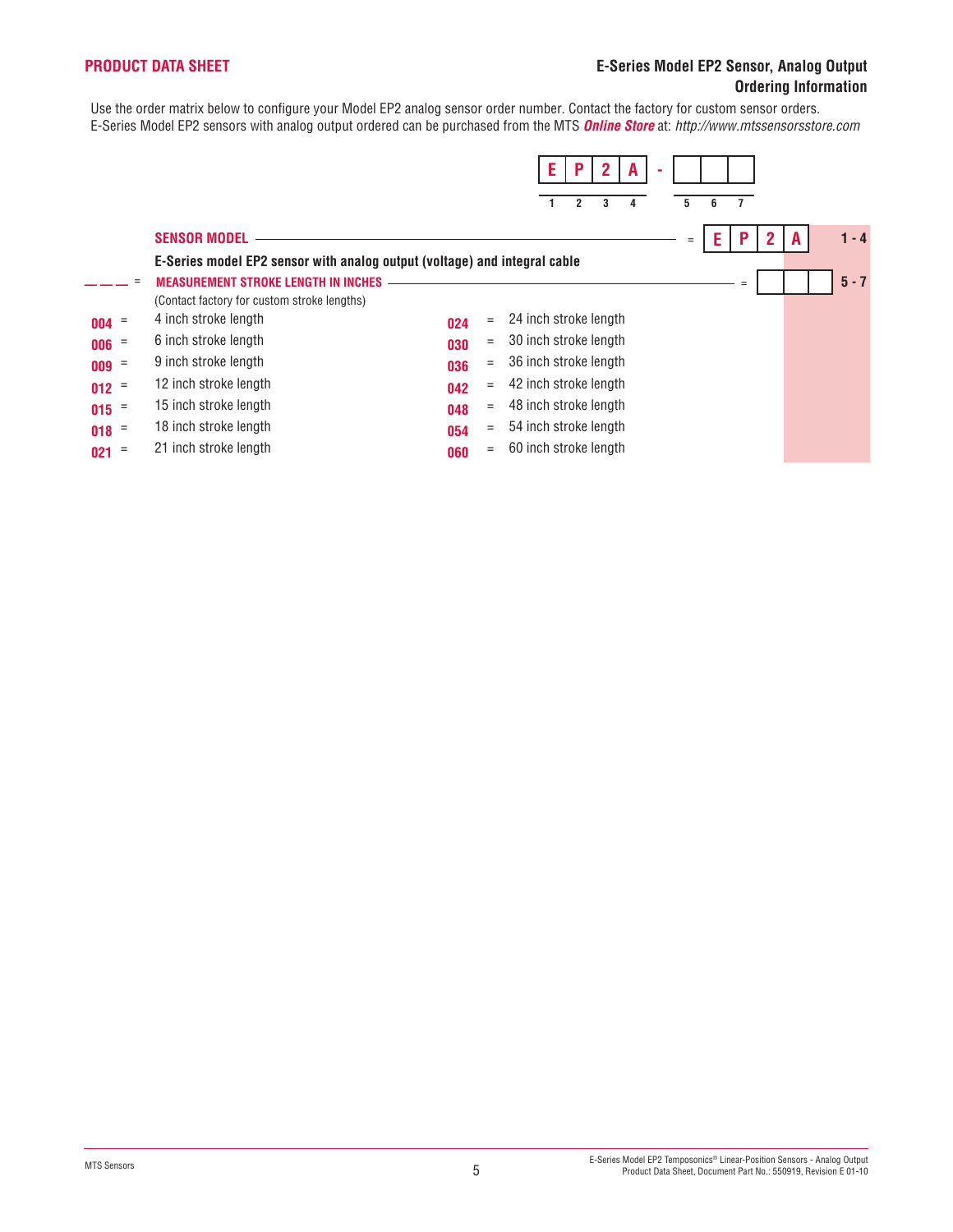## E-Series Model EP2 Sensor, Analog Output
## Ordering Information

Use the order matrix below to configure your Model EP2 analog sensor order number. Contact the factory for custom sensor orders. E-Series Model EP2 sensors with analog output ordered can be purchased from the MTS ***Online Store*** at: *http://www.mtssensorsstore.com*

| E | P | 2 | A | - | | | |
|---|---|---|---|---|---|---|---|
| 1 | 2 | 3 | 4 | | 5 | 6 | 7 |

**SENSOR MODEL** = E P 2 A **1 - 4**

**E-Series model EP2 sensor with analog output (voltage) and integral cable**

**MEASUREMENT STROKE LENGTH IN INCHES** = ☐☐☐ **5 - 7**

(Contact factory for custom stroke lengths)

| Code | Description | Code | Description |
|---|---|---|---|
| **004** = | 4 inch stroke length | **024** = | 24 inch stroke length |
| **006** = | 6 inch stroke length | **030** = | 30 inch stroke length |
| **009** = | 9 inch stroke length | **036** = | 36 inch stroke length |
| **012** = | 12 inch stroke length | **042** = | 42 inch stroke length |
| **015** = | 15 inch stroke length | **048** = | 48 inch stroke length |
| **018** = | 18 inch stroke length | **054** = | 54 inch stroke length |
| **021** = | 21 inch stroke length | **060** = | 60 inch stroke length |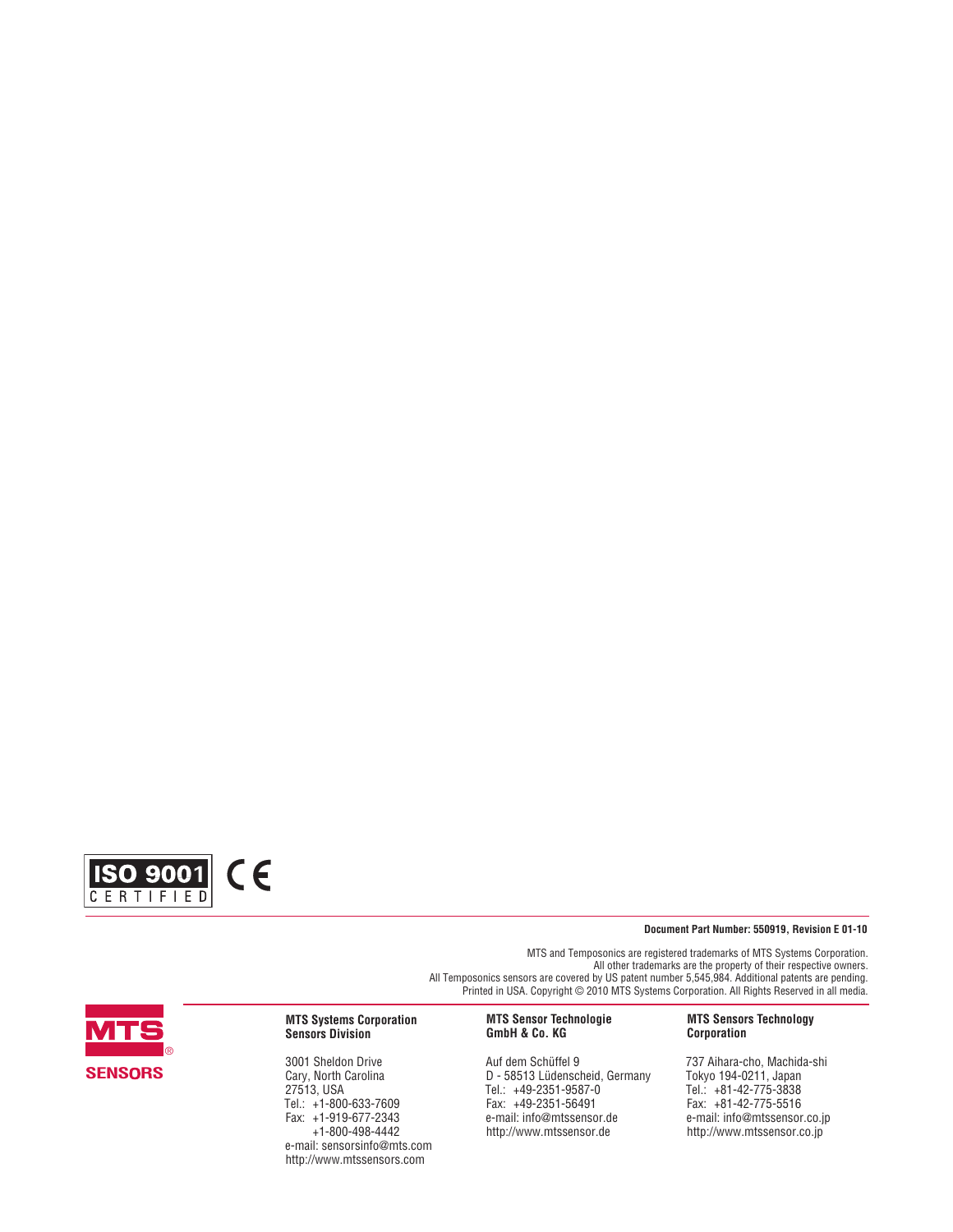ISO 9001 CERTIFIED

CE

**Document Part Number: 550919, Revision E 01-10**

MTS and Temposonics are registered trademarks of MTS Systems Corporation.
All other trademarks are the property of their respective owners.
All Temposonics sensors are covered by US patent number 5,545,984. Additional patents are pending.
Printed in USA. Copyright © 2010 MTS Systems Corporation. All Rights Reserved in all media.

MTS® SENSORS

**MTS Systems Corporation**
**Sensors Division**

3001 Sheldon Drive
Cary, North Carolina
27513, USA
Tel.: +1-800-633-7609
Fax: +1-919-677-2343
+1-800-498-4442
e-mail: sensorsinfo@mts.com
http://www.mtssensors.com

**MTS Sensor Technologie**
**GmbH & Co. KG**

Auf dem Schüffel 9
D - 58513 Lüdenscheid, Germany
Tel.: +49-2351-9587-0
Fax: +49-2351-56491
e-mail: info@mtssensor.de
http://www.mtssensor.de

**MTS Sensors Technology**
**Corporation**

737 Aihara-cho, Machida-shi
Tokyo 194-0211, Japan
Tel.: +81-42-775-3838
Fax: +81-42-775-5516
e-mail: info@mtssensor.co.jp
http://www.mtssensor.co.jp